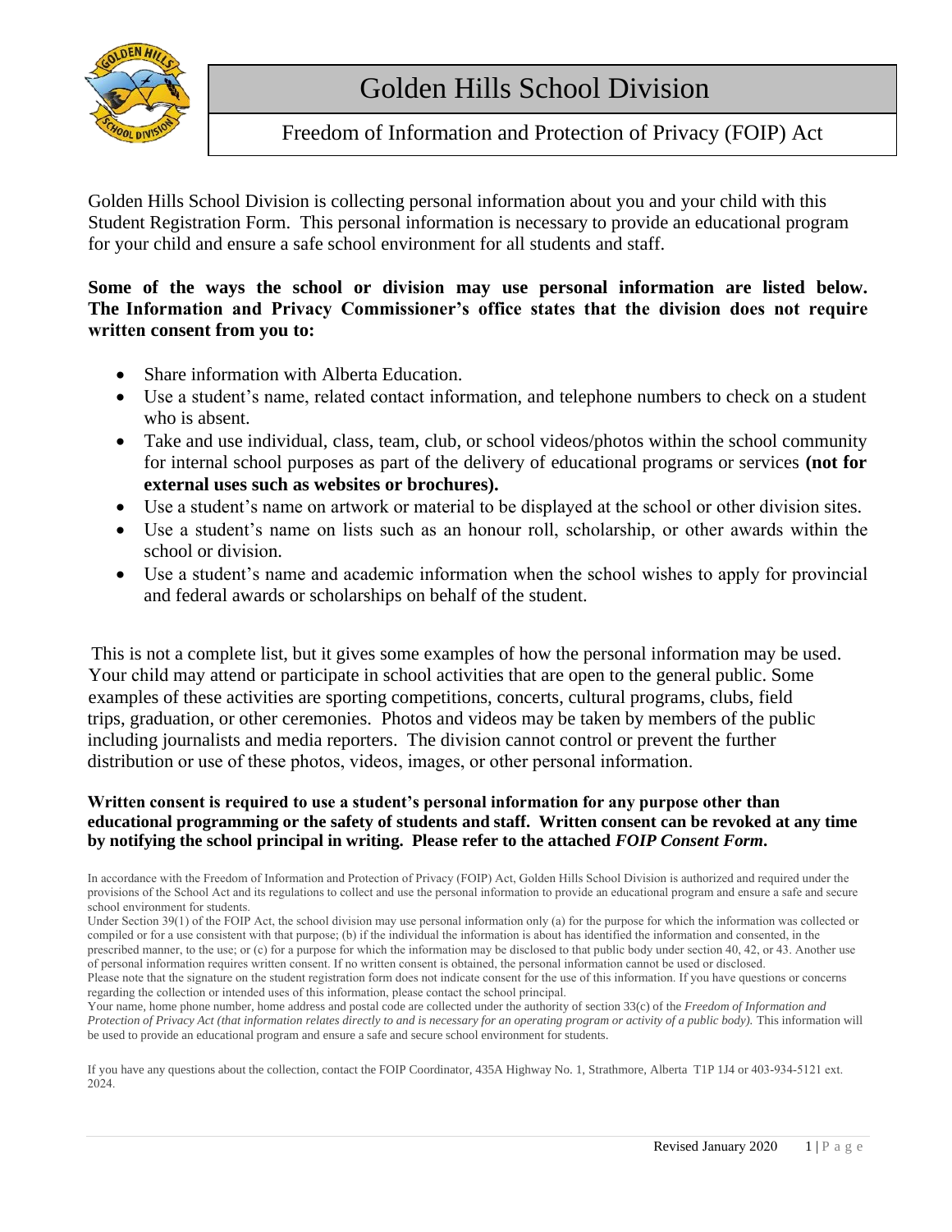# Golden Hills School Division

## Freedom of Information and Protection of Privacy (FOIP) Act

Golden Hills School Division is collecting personal information about you and your child with this Student Registration Form. This personal information is necessary to provide an educational program for your child and ensure a safe school environment for all students and staff.

**Some of the ways the school or division may use personal information are listed below. The Information and Privacy Commissioner's office states that the division does not require written consent from you to:**

- Share information with Alberta Education.
- Use a student's name, related contact information, and telephone numbers to check on a student who is absent.
- Take and use individual, class, team, club, or school videos/photos within the school community for internal school purposes as part of the delivery of educational programs or services **(not for external uses such as websites or brochures).**
- Use a student's name on artwork or material to be displayed at the school or other division sites.
- Use a student's name on lists such as an honour roll, scholarship, or other awards within the school or division.
- Use a student's name and academic information when the school wishes to apply for provincial and federal awards or scholarships on behalf of the student.

This is not a complete list, but it gives some examples of how the personal information may be used. Your child may attend or participate in school activities that are open to the general public. Some examples of these activities are sporting competitions, concerts, cultural programs, clubs, field trips, graduation, or other ceremonies. Photos and videos may be taken by members of the public including journalists and media reporters. The division cannot control or prevent the further distribution or use of these photos, videos, images, or other personal information.

**Written consent is required to use a student's personal information for any purpose other than educational programming or the safety of students and staff. Written consent can be revoked at any time by notifying the school principal in writing. Please refer to the attached *FOIP Consent Form*.**

In accordance with the Freedom of Information and Protection of Privacy (FOIP) Act, Golden Hills School Division is authorized and required under the provisions of the School Act and its regulations to collect and use the personal information to provide an educational program and ensure a safe and secure school environment for students.

Under Section 39(1) of the FOIP Act, the school division may use personal information only (a) for the purpose for which the information was collected or compiled or for a use consistent with that purpose; (b) if the individual the information is about has identified the information and consented, in the prescribed manner, to the use; or (c) for a purpose for which the information may be disclosed to that public body under section 40, 42, or 43. Another use of personal information requires written consent. If no written consent is obtained, the personal information cannot be used or disclosed.

Please note that the signature on the student registration form does not indicate consent for the use of this information. If you have questions or concerns regarding the collection or intended uses of this information, please contact the school principal.

Your name, home phone number, home address and postal code are collected under the authority of section 33(c) of the *Freedom of Information and Protection of Privacy Act (that information relates directly to and is necessary for an operating program or activity of a public body).* This information will be used to provide an educational program and ensure a safe and secure school environment for students.

If you have any questions about the collection, contact the FOIP Coordinator, 435A Highway No. 1, Strathmore, Alberta T1P 1J4 or 403-934-5121 ext. 2024.

Revised January 2020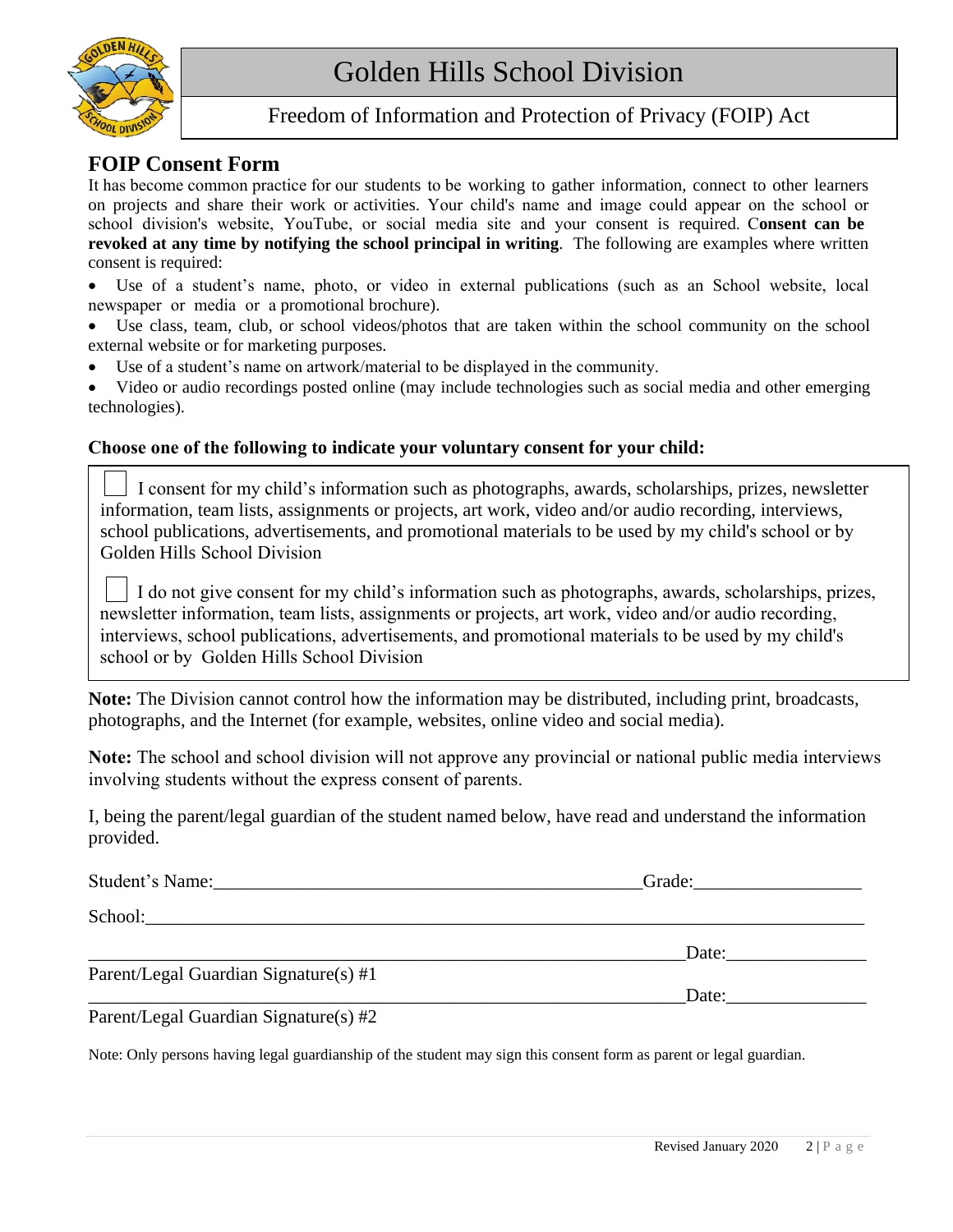# Golden Hills School Division

Freedom of Information and Protection of Privacy (FOIP) Act

## FOIP Consent Form

It has become common practice for our students to be working to gather information, connect to other learners on projects and share their work or activities. Your child's name and image could appear on the school or school division's website, YouTube, or social media site and your consent is required. C**onsent can be revoked at any time by notifying the school principal in writing**. The following are examples where written consent is required:

- Use of a student's name, photo, or video in external publications (such as an School website, local newspaper or media or a promotional brochure).
- Use class, team, club, or school videos/photos that are taken within the school community on the school external website or for marketing purposes.
- Use of a student's name on artwork/material to be displayed in the community.
- Video or audio recordings posted online (may include technologies such as social media and other emerging technologies).

**Choose one of the following to indicate your voluntary consent for your child:**

☐ I consent for my child's information such as photographs, awards, scholarships, prizes, newsletter information, team lists, assignments or projects, art work, video and/or audio recording, interviews, school publications, advertisements, and promotional materials to be used by my child's school or by Golden Hills School Division

☐ I do not give consent for my child's information such as photographs, awards, scholarships, prizes, newsletter information, team lists, assignments or projects, art work, video and/or audio recording, interviews, school publications, advertisements, and promotional materials to be used by my child's school or by Golden Hills School Division

**Note:** The Division cannot control how the information may be distributed, including print, broadcasts, photographs, and the Internet (for example, websites, online video and social media).

**Note:** The school and school division will not approve any provincial or national public media interviews involving students without the express consent of parents.

I, being the parent/legal guardian of the student named below, have read and understand the information provided.

Student's Name:_______________________________________________ Grade:_________________

School:_______________________________________________________________________________

_______________________________________________________________ Date:_______________

Parent/Legal Guardian Signature(s) #1

_______________________________________________________________ Date:_______________

Parent/Legal Guardian Signature(s) #2

Note: Only persons having legal guardianship of the student may sign this consent form as parent or legal guardian.

Revised January 2020